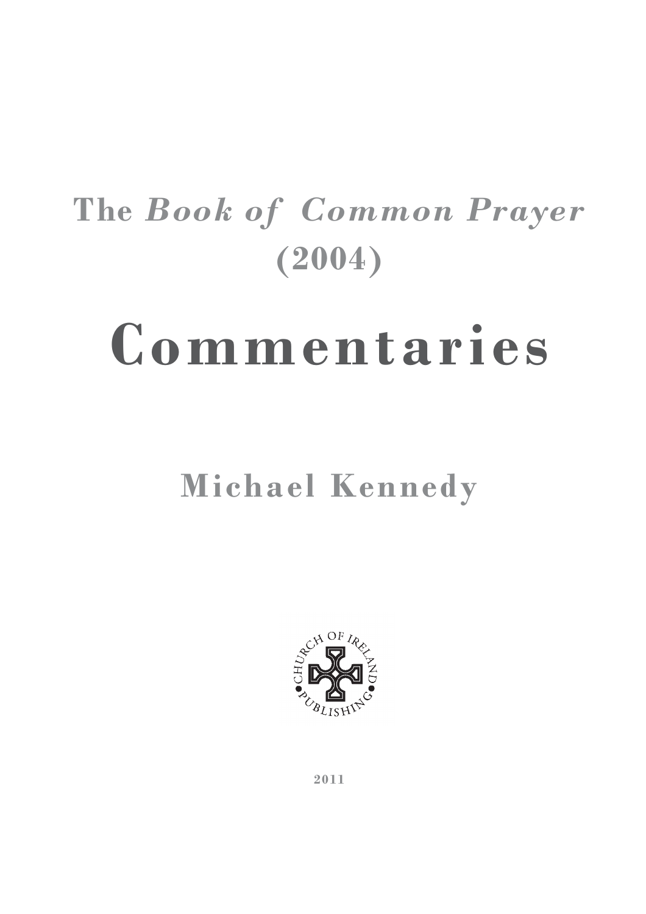# The *Book of Common Prayer* (2004)

# Commentaries

## Michael Kennedy

CHURCH OF IRELAND PUBLISHING

2011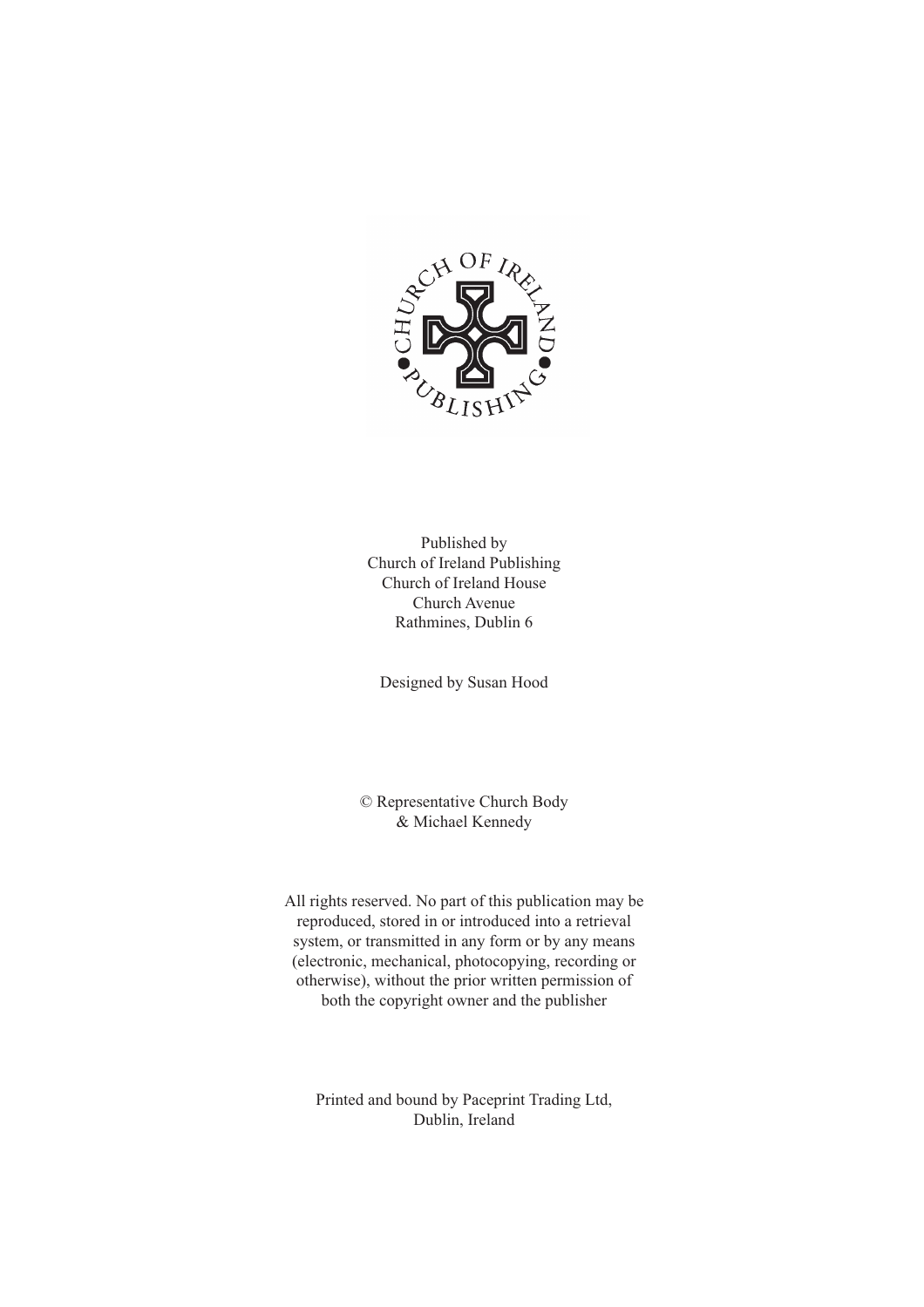Published by
Church of Ireland Publishing
Church of Ireland House
Church Avenue
Rathmines, Dublin 6

Designed by Susan Hood

© Representative Church Body
& Michael Kennedy

All rights reserved. No part of this publication may be reproduced, stored in or introduced into a retrieval system, or transmitted in any form or by any means (electronic, mechanical, photocopying, recording or otherwise), without the prior written permission of both the copyright owner and the publisher

Printed and bound by Paceprint Trading Ltd,
Dublin, Ireland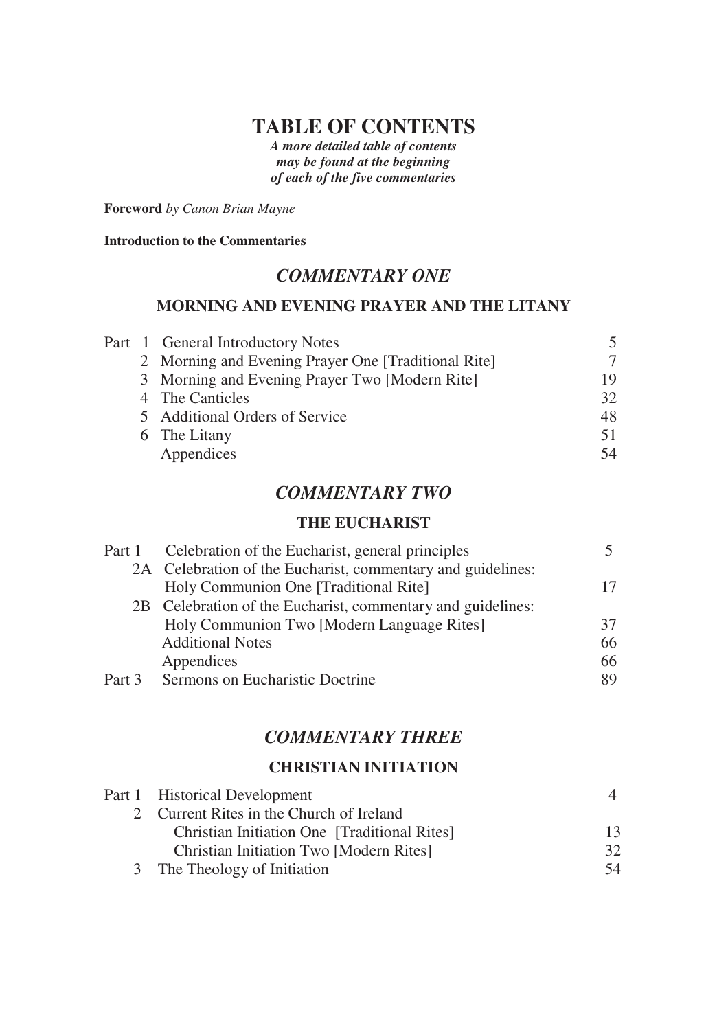# TABLE OF CONTENTS

***A more detailed table of contents may be found at the beginning of each of the five commentaries***

**Foreword** *by Canon Brian Mayne*

**Introduction to the Commentaries**

## *COMMENTARY ONE*

### MORNING AND EVENING PRAYER AND THE LITANY

| | | |
|---|---|---|
| Part 1 | General Introductory Notes | 5 |
| 2 | Morning and Evening Prayer One [Traditional Rite] | 7 |
| 3 | Morning and Evening Prayer Two [Modern Rite] | 19 |
| 4 | The Canticles | 32 |
| 5 | Additional Orders of Service | 48 |
| 6 | The Litany | 51 |
| | Appendices | 54 |

## *COMMENTARY TWO*

### THE EUCHARIST

| | | |
|---|---|---|
| Part 1 | Celebration of the Eucharist, general principles | 5 |
| 2A | Celebration of the Eucharist, commentary and guidelines: Holy Communion One [Traditional Rite] | 17 |
| 2B | Celebration of the Eucharist, commentary and guidelines: Holy Communion Two [Modern Language Rites] | 37 |
| | Additional Notes | 66 |
| | Appendices | 66 |
| Part 3 | Sermons on Eucharistic Doctrine | 89 |

## *COMMENTARY THREE*

### CHRISTIAN INITIATION

| | | |
|---|---|---|
| Part 1 | Historical Development | 4 |
| 2 | Current Rites in the Church of Ireland | |
| | Christian Initiation One [Traditional Rites] | 13 |
| | Christian Initiation Two [Modern Rites] | 32 |
| 3 | The Theology of Initiation | 54 |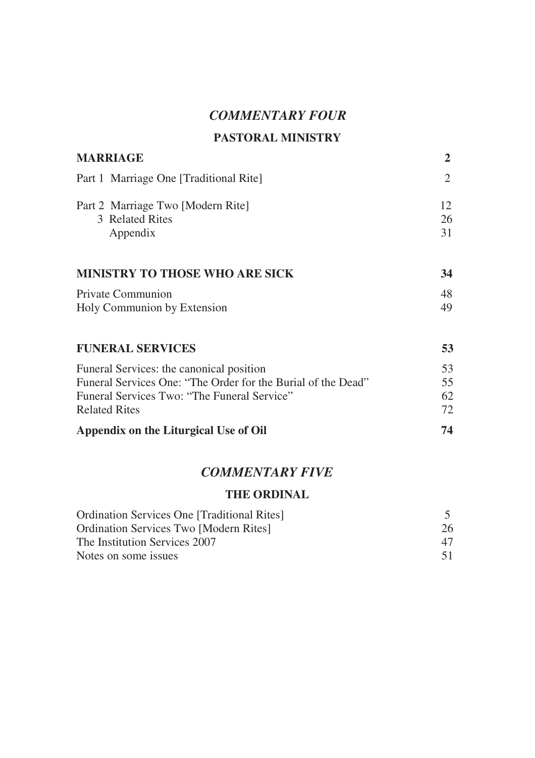## *COMMENTARY FOUR*

### PASTORAL MINISTRY

| | |
|---|---|
| **MARRIAGE** | **2** |
| Part 1 Marriage One [Traditional Rite] | 2 |
| Part 2 Marriage Two [Modern Rite] | 12 |
| 3 Related Rites | 26 |
| Appendix | 31 |
| **MINISTRY TO THOSE WHO ARE SICK** | **34** |
| Private Communion | 48 |
| Holy Communion by Extension | 49 |
| **FUNERAL SERVICES** | **53** |
| Funeral Services: the canonical position | 53 |
| Funeral Services One: "The Order for the Burial of the Dead" | 55 |
| Funeral Services Two: "The Funeral Service" | 62 |
| Related Rites | 72 |
| **Appendix on the Liturgical Use of Oil** | **74** |

## *COMMENTARY FIVE*

### THE ORDINAL

| | |
|---|---|
| Ordination Services One [Traditional Rites] | 5 |
| Ordination Services Two [Modern Rites] | 26 |
| The Institution Services 2007 | 47 |
| Notes on some issues | 51 |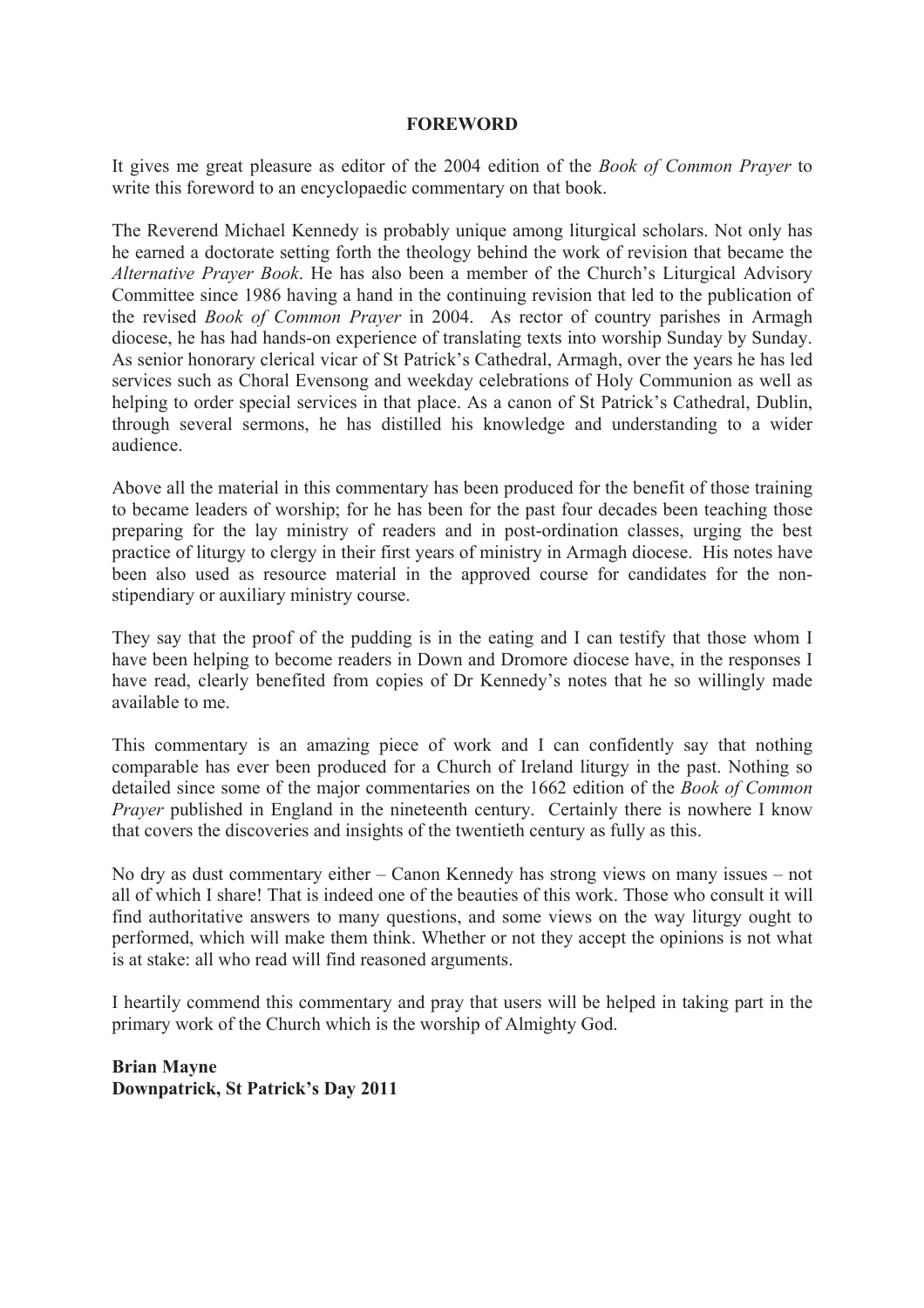## FOREWORD

It gives me great pleasure as editor of the 2004 edition of the *Book of Common Prayer* to write this foreword to an encyclopaedic commentary on that book.

The Reverend Michael Kennedy is probably unique among liturgical scholars. Not only has he earned a doctorate setting forth the theology behind the work of revision that became the *Alternative Prayer Book*. He has also been a member of the Church's Liturgical Advisory Committee since 1986 having a hand in the continuing revision that led to the publication of the revised *Book of Common Prayer* in 2004. As rector of country parishes in Armagh diocese, he has had hands-on experience of translating texts into worship Sunday by Sunday. As senior honorary clerical vicar of St Patrick's Cathedral, Armagh, over the years he has led services such as Choral Evensong and weekday celebrations of Holy Communion as well as helping to order special services in that place. As a canon of St Patrick's Cathedral, Dublin, through several sermons, he has distilled his knowledge and understanding to a wider audience.

Above all the material in this commentary has been produced for the benefit of those training to became leaders of worship; for he has been for the past four decades been teaching those preparing for the lay ministry of readers and in post-ordination classes, urging the best practice of liturgy to clergy in their first years of ministry in Armagh diocese. His notes have been also used as resource material in the approved course for candidates for the non-stipendiary or auxiliary ministry course.

They say that the proof of the pudding is in the eating and I can testify that those whom I have been helping to become readers in Down and Dromore diocese have, in the responses I have read, clearly benefited from copies of Dr Kennedy's notes that he so willingly made available to me.

This commentary is an amazing piece of work and I can confidently say that nothing comparable has ever been produced for a Church of Ireland liturgy in the past. Nothing so detailed since some of the major commentaries on the 1662 edition of the *Book of Common Prayer* published in England in the nineteenth century. Certainly there is nowhere I know that covers the discoveries and insights of the twentieth century as fully as this.

No dry as dust commentary either – Canon Kennedy has strong views on many issues – not all of which I share! That is indeed one of the beauties of this work. Those who consult it will find authoritative answers to many questions, and some views on the way liturgy ought to performed, which will make them think. Whether or not they accept the opinions is not what is at stake: all who read will find reasoned arguments.

I heartily commend this commentary and pray that users will be helped in taking part in the primary work of the Church which is the worship of Almighty God.

**Brian Mayne**
**Downpatrick, St Patrick's Day 2011**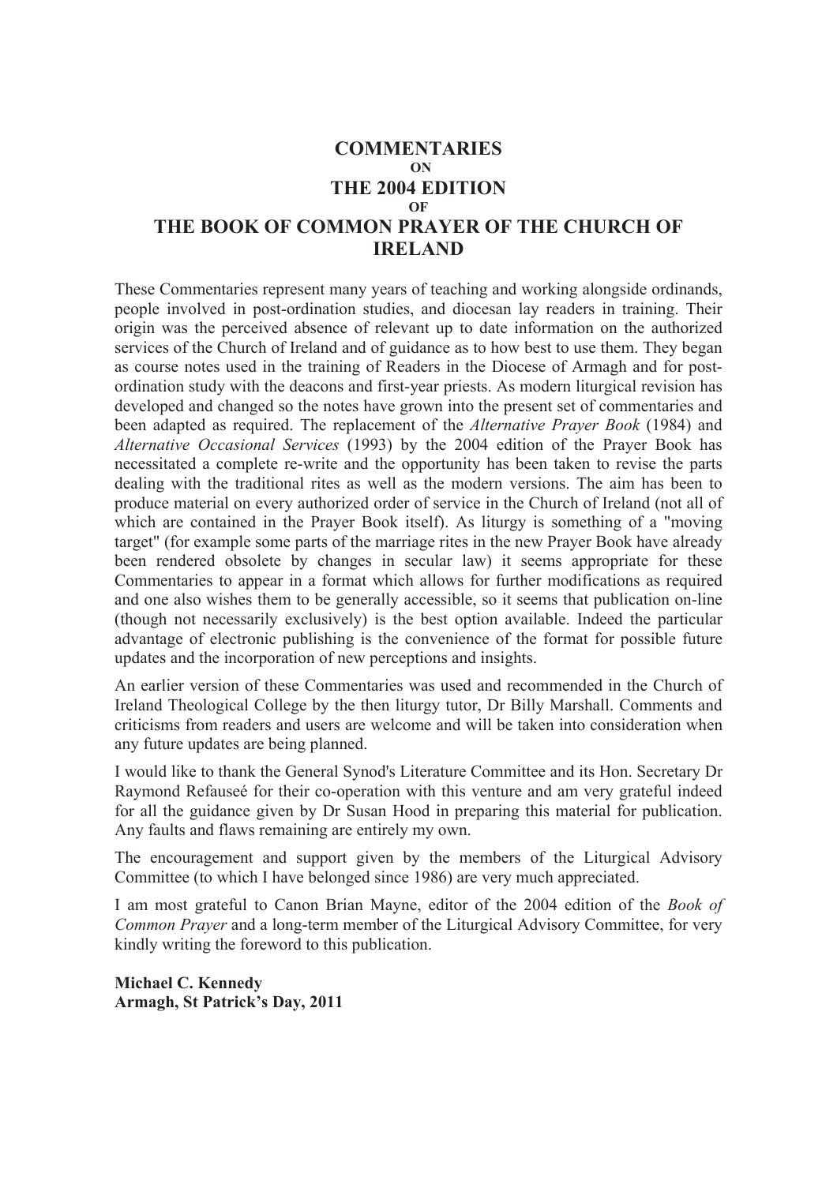# COMMENTARIES
ON
# THE 2004 EDITION
OF
# THE BOOK OF COMMON PRAYER OF THE CHURCH OF IRELAND

These Commentaries represent many years of teaching and working alongside ordinands, people involved in post-ordination studies, and diocesan lay readers in training. Their origin was the perceived absence of relevant up to date information on the authorized services of the Church of Ireland and of guidance as to how best to use them. They began as course notes used in the training of Readers in the Diocese of Armagh and for post-ordination study with the deacons and first-year priests. As modern liturgical revision has developed and changed so the notes have grown into the present set of commentaries and been adapted as required. The replacement of the *Alternative Prayer Book* (1984) and *Alternative Occasional Services* (1993) by the 2004 edition of the Prayer Book has necessitated a complete re-write and the opportunity has been taken to revise the parts dealing with the traditional rites as well as the modern versions. The aim has been to produce material on every authorized order of service in the Church of Ireland (not all of which are contained in the Prayer Book itself). As liturgy is something of a "moving target" (for example some parts of the marriage rites in the new Prayer Book have already been rendered obsolete by changes in secular law) it seems appropriate for these Commentaries to appear in a format which allows for further modifications as required and one also wishes them to be generally accessible, so it seems that publication on-line (though not necessarily exclusively) is the best option available. Indeed the particular advantage of electronic publishing is the convenience of the format for possible future updates and the incorporation of new perceptions and insights.

An earlier version of these Commentaries was used and recommended in the Church of Ireland Theological College by the then liturgy tutor, Dr Billy Marshall. Comments and criticisms from readers and users are welcome and will be taken into consideration when any future updates are being planned.

I would like to thank the General Synod's Literature Committee and its Hon. Secretary Dr Raymond Refauseé for their co-operation with this venture and am very grateful indeed for all the guidance given by Dr Susan Hood in preparing this material for publication. Any faults and flaws remaining are entirely my own.

The encouragement and support given by the members of the Liturgical Advisory Committee (to which I have belonged since 1986) are very much appreciated.

I am most grateful to Canon Brian Mayne, editor of the 2004 edition of the *Book of Common Prayer* and a long-term member of the Liturgical Advisory Committee, for very kindly writing the foreword to this publication.

**Michael C. Kennedy**
**Armagh, St Patrick's Day, 2011**